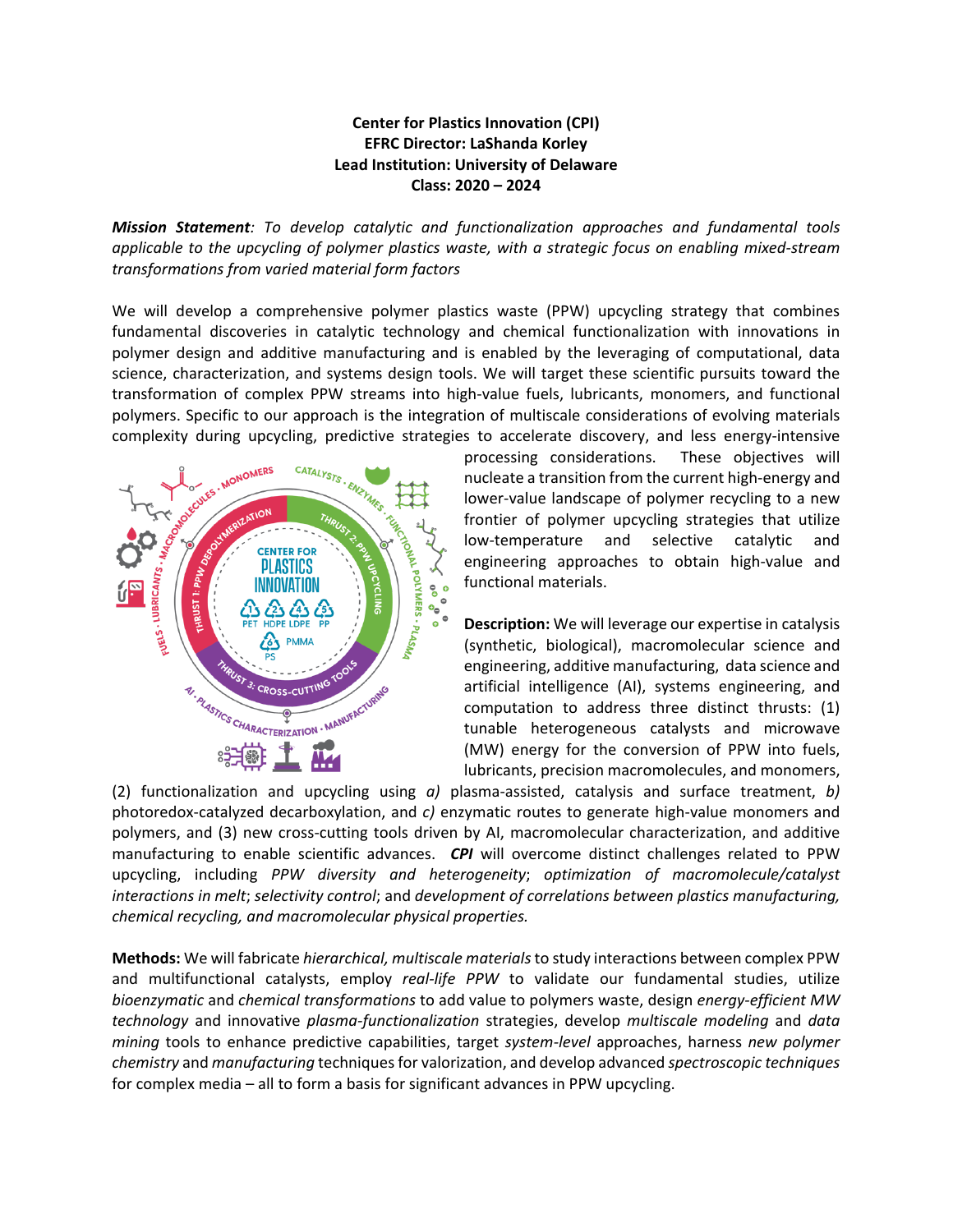**Center for Plastics Innovation (CPI)**
**EFRC Director: LaShanda Korley**
**Lead Institution: University of Delaware**
**Class: 2020 – 2024**

***Mission Statement**: To develop catalytic and functionalization approaches and fundamental tools applicable to the upcycling of polymer plastics waste, with a strategic focus on enabling mixed-stream transformations from varied material form factors*

We will develop a comprehensive polymer plastics waste (PPW) upcycling strategy that combines fundamental discoveries in catalytic technology and chemical functionalization with innovations in polymer design and additive manufacturing and is enabled by the leveraging of computational, data science, characterization, and systems design tools. We will target these scientific pursuits toward the transformation of complex PPW streams into high-value fuels, lubricants, monomers, and functional polymers. Specific to our approach is the integration of multiscale considerations of evolving materials complexity during upcycling, predictive strategies to accelerate discovery, and less energy-intensive processing considerations. These objectives will nucleate a transition from the current high-energy and lower-value landscape of polymer recycling to a new frontier of polymer upcycling strategies that utilize low-temperature and selective catalytic and engineering approaches to obtain high-value and functional materials.

**Description:** We will leverage our expertise in catalysis (synthetic, biological), macromolecular science and engineering, additive manufacturing, data science and artificial intelligence (AI), systems engineering, and computation to address three distinct thrusts: (1) tunable heterogeneous catalysts and microwave (MW) energy for the conversion of PPW into fuels, lubricants, precision macromolecules, and monomers, (2) functionalization and upcycling using *a)* plasma-assisted, catalysis and surface treatment, *b)* photoredox-catalyzed decarboxylation, and *c)* enzymatic routes to generate high-value monomers and polymers, and (3) new cross-cutting tools driven by AI, macromolecular characterization, and additive manufacturing to enable scientific advances. ***CPI*** will overcome distinct challenges related to PPW upcycling, including *PPW diversity and heterogeneity*; *optimization of macromolecule/catalyst interactions in melt*; *selectivity control*; and *development of correlations between plastics manufacturing, chemical recycling, and macromolecular physical properties.*

**Methods:** We will fabricate *hierarchical, multiscale materials* to study interactions between complex PPW and multifunctional catalysts, employ *real-life PPW* to validate our fundamental studies, utilize *bioenzymatic* and *chemical transformations* to add value to polymers waste, design *energy-efficient MW technology* and innovative *plasma-functionalization* strategies, develop *multiscale modeling* and *data mining* tools to enhance predictive capabilities, target *system-level* approaches, harness *new polymer chemistry* and *manufacturing* techniques for valorization, and develop advanced *spectroscopic techniques* for complex media – all to form a basis for significant advances in PPW upcycling.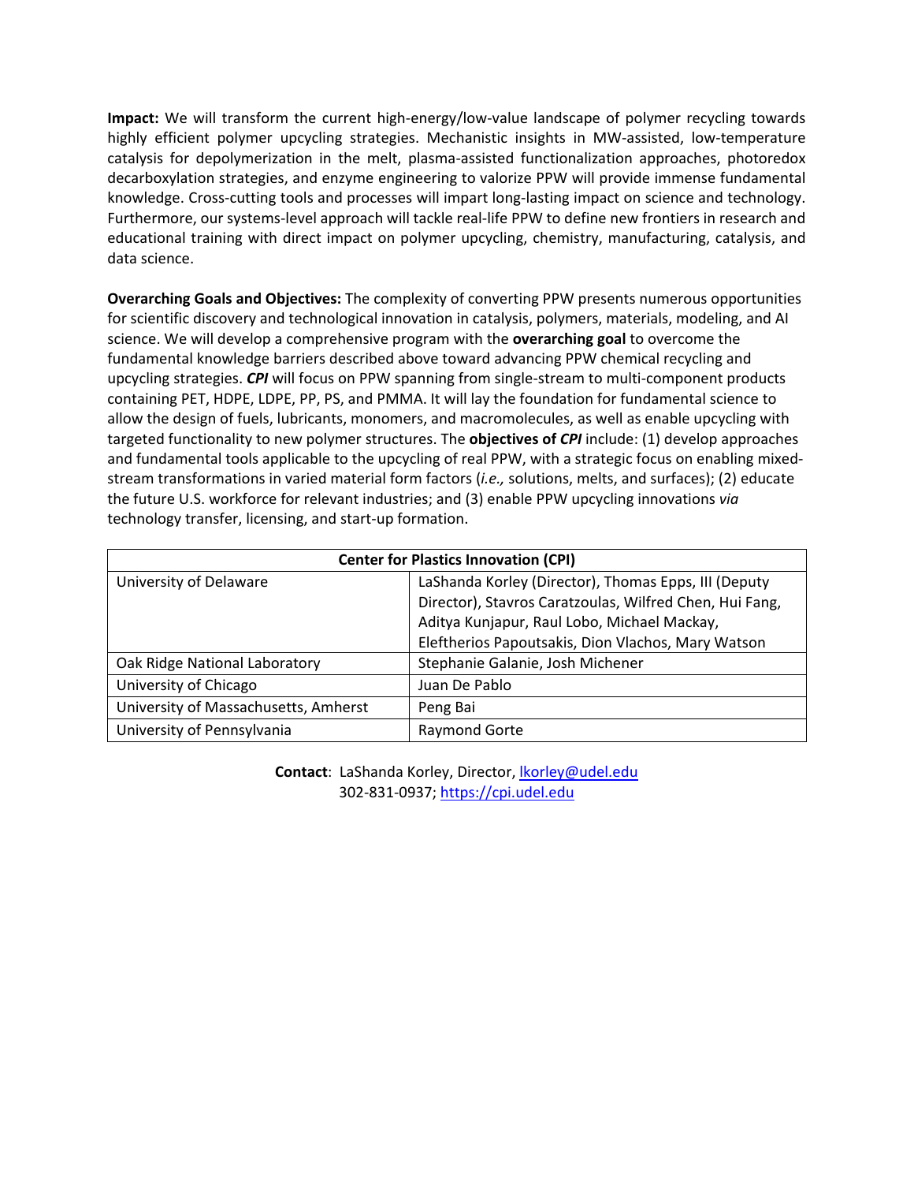**Impact:** We will transform the current high-energy/low-value landscape of polymer recycling towards highly efficient polymer upcycling strategies. Mechanistic insights in MW-assisted, low-temperature catalysis for depolymerization in the melt, plasma-assisted functionalization approaches, photoredox decarboxylation strategies, and enzyme engineering to valorize PPW will provide immense fundamental knowledge. Cross-cutting tools and processes will impart long-lasting impact on science and technology. Furthermore, our systems-level approach will tackle real-life PPW to define new frontiers in research and educational training with direct impact on polymer upcycling, chemistry, manufacturing, catalysis, and data science.

**Overarching Goals and Objectives:** The complexity of converting PPW presents numerous opportunities for scientific discovery and technological innovation in catalysis, polymers, materials, modeling, and AI science. We will develop a comprehensive program with the **overarching goal** to overcome the fundamental knowledge barriers described above toward advancing PPW chemical recycling and upcycling strategies. ***CPI*** will focus on PPW spanning from single-stream to multi-component products containing PET, HDPE, LDPE, PP, PS, and PMMA. It will lay the foundation for fundamental science to allow the design of fuels, lubricants, monomers, and macromolecules, as well as enable upcycling with targeted functionality to new polymer structures. The **objectives of *CPI*** include: (1) develop approaches and fundamental tools applicable to the upcycling of real PPW, with a strategic focus on enabling mixed-stream transformations in varied material form factors (*i.e.,* solutions, melts, and surfaces); (2) educate the future U.S. workforce for relevant industries; and (3) enable PPW upcycling innovations *via* technology transfer, licensing, and start-up formation.

| **Center for Plastics Innovation (CPI)** | |
|---|---|
| University of Delaware | LaShanda Korley (Director), Thomas Epps, III (Deputy Director), Stavros Caratzoulas, Wilfred Chen, Hui Fang, Aditya Kunjapur, Raul Lobo, Michael Mackay, Eleftherios Papoutsakis, Dion Vlachos, Mary Watson |
| Oak Ridge National Laboratory | Stephanie Galanie, Josh Michener |
| University of Chicago | Juan De Pablo |
| University of Massachusetts, Amherst | Peng Bai |
| University of Pennsylvania | Raymond Gorte |

**Contact**: LaShanda Korley, Director, lkorley@udel.edu
302-831-0937; https://cpi.udel.edu